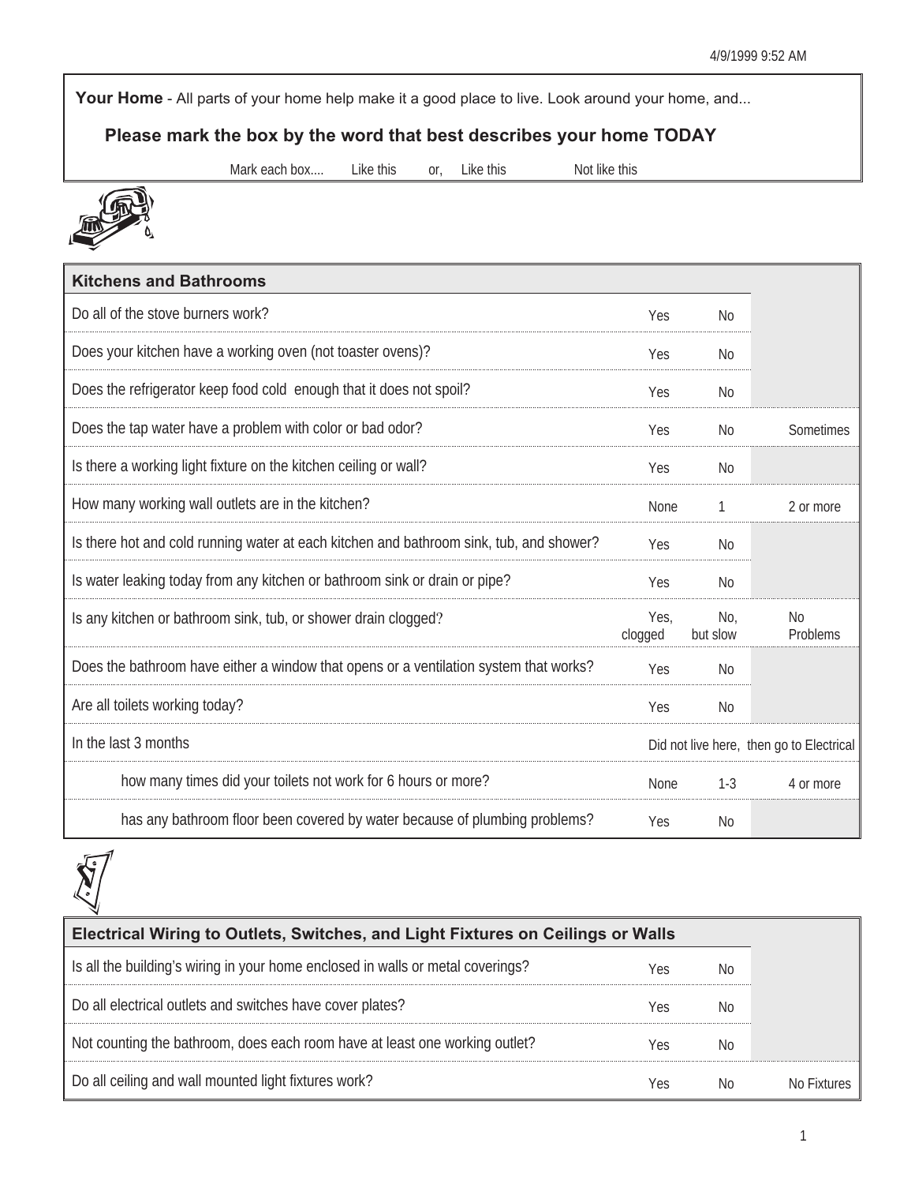4/9/1999 9:52 AM

**Your Home** - All parts of your home help make it a good place to live. Look around your home, and...

**Please mark the box by the word that best describes your home TODAY**

Mark each box.... Like this or, Like this Not like this

| Kitchens and Bathrooms | | | |
|---|---|---|---|
| Do all of the stove burners work? | Yes | No | |
| Does your kitchen have a working oven (not toaster ovens)? | Yes | No | |
| Does the refrigerator keep food cold enough that it does not spoil? | Yes | No | |
| Does the tap water have a problem with color or bad odor? | Yes | No | Sometimes |
| Is there a working light fixture on the kitchen ceiling or wall? | Yes | No | |
| How many working wall outlets are in the kitchen? | None | 1 | 2 or more |
| Is there hot and cold running water at each kitchen and bathroom sink, tub, and shower? | Yes | No | |
| Is water leaking today from any kitchen or bathroom sink or drain or pipe? | Yes | No | |
| Is any kitchen or bathroom sink, tub, or shower drain clogged? | Yes, clogged | No, but slow | No Problems |
| Does the bathroom have either a window that opens or a ventilation system that works? | Yes | No | |
| Are all toilets working today? | Yes | No | |
| In the last 3 months | Did not live here, then go to Electrical | | |
| how many times did your toilets not work for 6 hours or more? | None | 1-3 | 4 or more |
| has any bathroom floor been covered by water because of plumbing problems? | Yes | No | |

| Electrical Wiring to Outlets, Switches, and Light Fixtures on Ceilings or Walls | | | |
|---|---|---|---|
| Is all the building's wiring in your home enclosed in walls or metal coverings? | Yes | No | |
| Do all electrical outlets and switches have cover plates? | Yes | No | |
| Not counting the bathroom, does each room have at least one working outlet? | Yes | No | |
| Do all ceiling and wall mounted light fixtures work? | Yes | No | No Fixtures |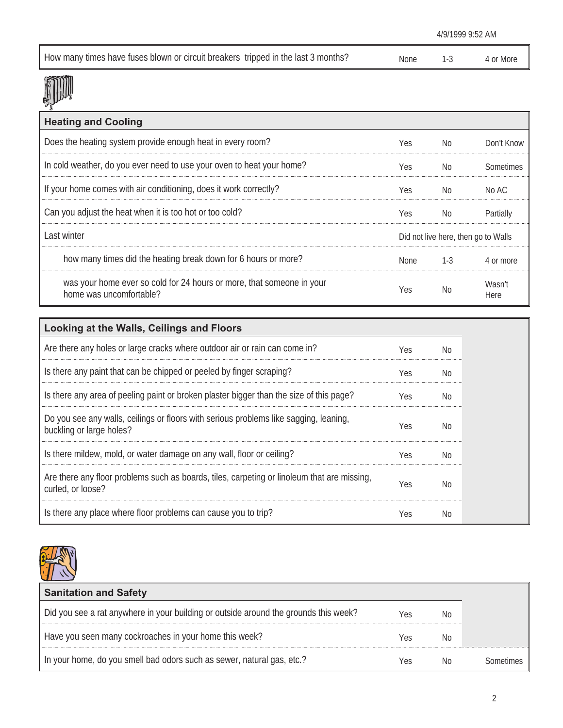4/9/1999 9:52 AM

| How many times have fuses blown or circuit breakers tripped in the last 3 months? | None | 1-3 | 4 or More |
|---|---|---|---|

| Heating and Cooling | | | |
|---|---|---|---|
| Does the heating system provide enough heat in every room? | Yes | No | Don't Know |
| In cold weather, do you ever need to use your oven to heat your home? | Yes | No | Sometimes |
| If your home comes with air conditioning, does it work correctly? | Yes | No | No AC |
| Can you adjust the heat when it is too hot or too cold? | Yes | No | Partially |
| Last winter | Did not live here, then go to Walls | | |
| how many times did the heating break down for 6 hours or more? | None | 1-3 | 4 or more |
| was your home ever so cold for 24 hours or more, that someone in your home was uncomfortable? | Yes | No | Wasn't Here |

| Looking at the Walls, Ceilings and Floors | | |
|---|---|---|
| Are there any holes or large cracks where outdoor air or rain can come in? | Yes | No |
| Is there any paint that can be chipped or peeled by finger scraping? | Yes | No |
| Is there any area of peeling paint or broken plaster bigger than the size of this page? | Yes | No |
| Do you see any walls, ceilings or floors with serious problems like sagging, leaning, buckling or large holes? | Yes | No |
| Is there mildew, mold, or water damage on any wall, floor or ceiling? | Yes | No |
| Are there any floor problems such as boards, tiles, carpeting or linoleum that are missing, curled, or loose? | Yes | No |
| Is there any place where floor problems can cause you to trip? | Yes | No |

| Sanitation and Safety | | | |
|---|---|---|---|
| Did you see a rat anywhere in your building or outside around the grounds this week? | Yes | No | |
| Have you seen many cockroaches in your home this week? | Yes | No | |
| In your home, do you smell bad odors such as sewer, natural gas, etc.? | Yes | No | Sometimes |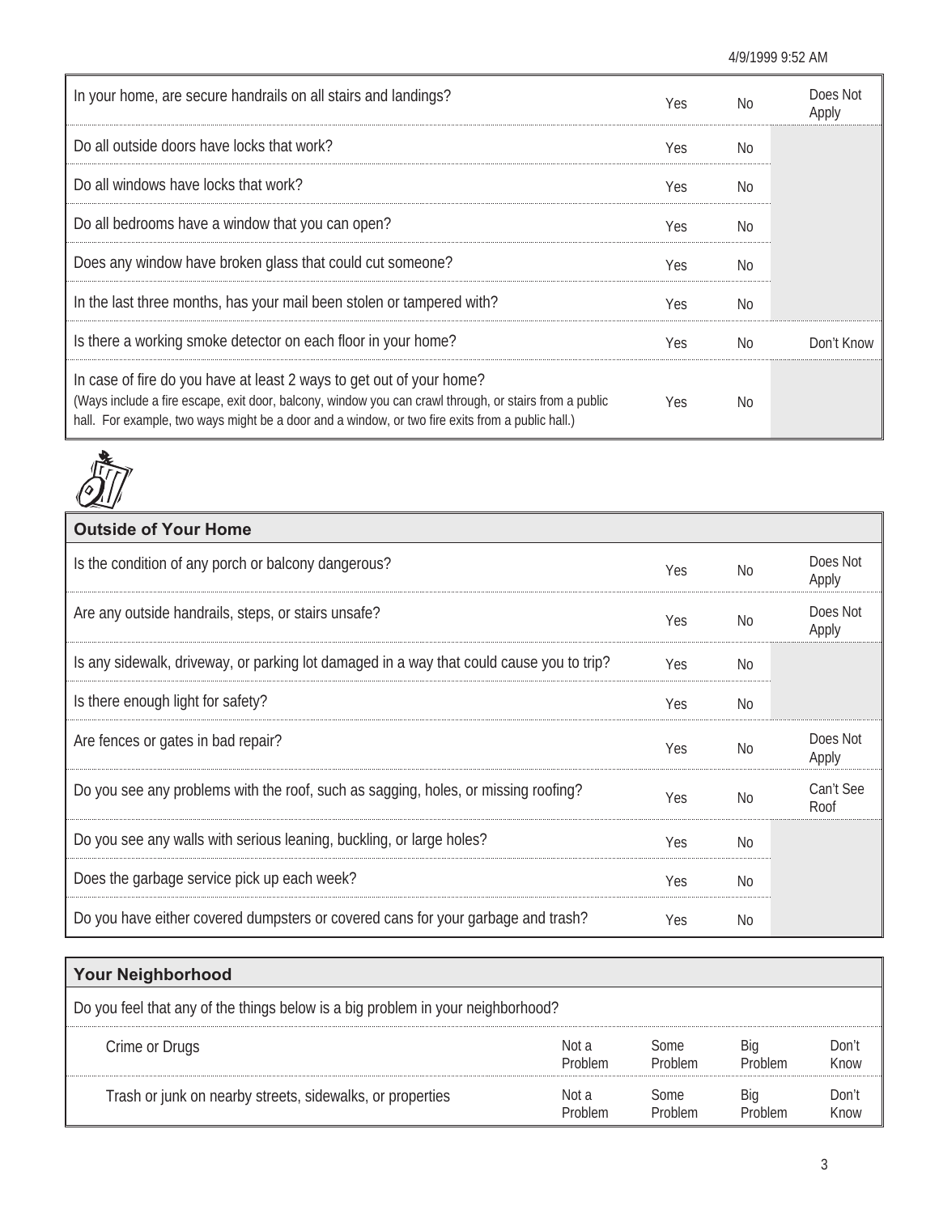| | | | |
|---|---|---|---|
| In your home, are secure handrails on all stairs and landings? | Yes | No | Does Not Apply |
| Do all outside doors have locks that work? | Yes | No | |
| Do all windows have locks that work? | Yes | No | |
| Do all bedrooms have a window that you can open? | Yes | No | |
| Does any window have broken glass that could cut someone? | Yes | No | |
| In the last three months, has your mail been stolen or tampered with? | Yes | No | |
| Is there a working smoke detector on each floor in your home? | Yes | No | Don't Know |
| In case of fire do you have at least 2 ways to get out of your home? (Ways include a fire escape, exit door, balcony, window you can crawl through, or stairs from a public hall. For example, two ways might be a door and a window, or two fire exits from a public hall.) | Yes | No | |

## Outside of Your Home

| | | | |
|---|---|---|---|
| Is the condition of any porch or balcony dangerous? | Yes | No | Does Not Apply |
| Are any outside handrails, steps, or stairs unsafe? | Yes | No | Does Not Apply |
| Is any sidewalk, driveway, or parking lot damaged in a way that could cause you to trip? | Yes | No | |
| Is there enough light for safety? | Yes | No | |
| Are fences or gates in bad repair? | Yes | No | Does Not Apply |
| Do you see any problems with the roof, such as sagging, holes, or missing roofing? | Yes | No | Can't See Roof |
| Do you see any walls with serious leaning, buckling, or large holes? | Yes | No | |
| Does the garbage service pick up each week? | Yes | No | |
| Do you have either covered dumpsters or covered cans for your garbage and trash? | Yes | No | |

## Your Neighborhood

Do you feel that any of the things below is a big problem in your neighborhood?

| | | | | |
|---|---|---|---|---|
| Crime or Drugs | Not a Problem | Some Problem | Big Problem | Don't Know |
| Trash or junk on nearby streets, sidewalks, or properties | Not a Problem | Some Problem | Big Problem | Don't Know |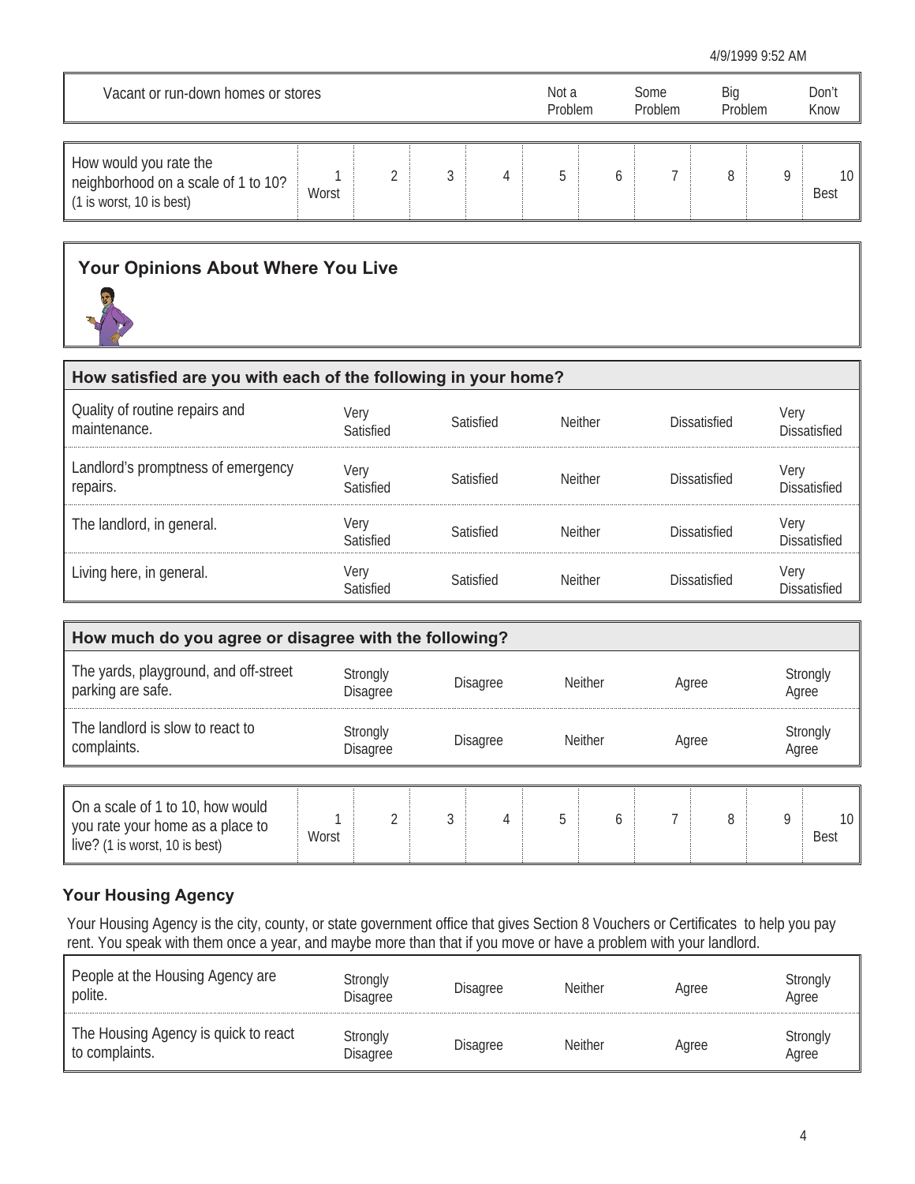| Vacant or run-down homes or stores | Not a Problem | Some Problem | Big Problem | Don't Know |
|---|---|---|---|---|

| How would you rate the neighborhood on a scale of 1 to 10? (1 is worst, 10 is best) | 1 Worst | 2 | 3 | 4 | 5 | 6 | 7 | 8 | 9 | 10 Best |
|---|---|---|---|---|---|---|---|---|---|---|

## Your Opinions About Where You Live

| How satisfied are you with each of the following in your home? | | | | | |
|---|---|---|---|---|---|
| Quality of routine repairs and maintenance. | Very Satisfied | Satisfied | Neither | Dissatisfied | Very Dissatisfied |
| Landlord's promptness of emergency repairs. | Very Satisfied | Satisfied | Neither | Dissatisfied | Very Dissatisfied |
| The landlord, in general. | Very Satisfied | Satisfied | Neither | Dissatisfied | Very Dissatisfied |
| Living here, in general. | Very Satisfied | Satisfied | Neither | Dissatisfied | Very Dissatisfied |

| How much do you agree or disagree with the following? | | | | | |
|---|---|---|---|---|---|
| The yards, playground, and off-street parking are safe. | Strongly Disagree | Disagree | Neither | Agree | Strongly Agree |
| The landlord is slow to react to complaints. | Strongly Disagree | Disagree | Neither | Agree | Strongly Agree |

| On a scale of 1 to 10, how would you rate your home as a place to live? (1 is worst, 10 is best) | 1 Worst | 2 | 3 | 4 | 5 | 6 | 7 | 8 | 9 | 10 Best |
|---|---|---|---|---|---|---|---|---|---|---|

### Your Housing Agency

Your Housing Agency is the city, county, or state government office that gives Section 8 Vouchers or Certificates to help you pay rent. You speak with them once a year, and maybe more than that if you move or have a problem with your landlord.

| | | | | | |
|---|---|---|---|---|---|
| People at the Housing Agency are polite. | Strongly Disagree | Disagree | Neither | Agree | Strongly Agree |
| The Housing Agency is quick to react to complaints. | Strongly Disagree | Disagree | Neither | Agree | Strongly Agree |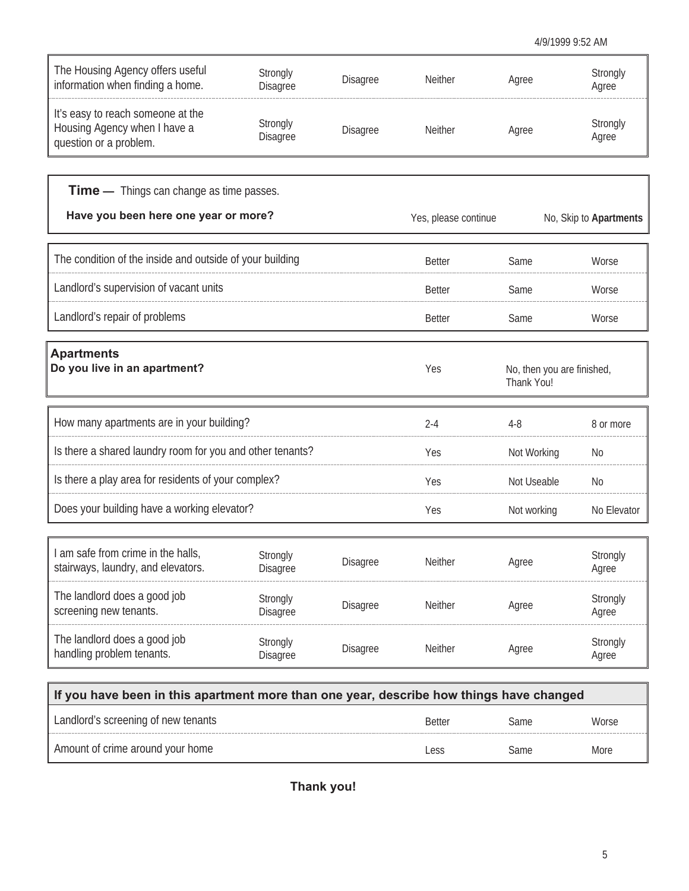| | | | | | |
|---|---|---|---|---|---|
| The Housing Agency offers useful information when finding a home. | Strongly Disagree | Disagree | Neither | Agree | Strongly Agree |
| It's easy to reach someone at the Housing Agency when I have a question or a problem. | Strongly Disagree | Disagree | Neither | Agree | Strongly Agree |

**Time —** Things can change as time passes.

**Have you been here one year or more?** Yes, please continue — No, Skip to **Apartments**

| | | | |
|---|---|---|---|
| The condition of the inside and outside of your building | Better | Same | Worse |
| Landlord's supervision of vacant units | Better | Same | Worse |
| Landlord's repair of problems | Better | Same | Worse |

**Apartments**

**Do you live in an apartment?** Yes — No, then you are finished, Thank You!

| | | | |
|---|---|---|---|
| How many apartments are in your building? | 2-4 | 4-8 | 8 or more |
| Is there a shared laundry room for you and other tenants? | Yes | Not Working | No |
| Is there a play area for residents of your complex? | Yes | Not Useable | No |
| Does your building have a working elevator? | Yes | Not working | No Elevator |

| | | | | | |
|---|---|---|---|---|---|
| I am safe from crime in the halls, stairways, laundry, and elevators. | Strongly Disagree | Disagree | Neither | Agree | Strongly Agree |
| The landlord does a good job screening new tenants. | Strongly Disagree | Disagree | Neither | Agree | Strongly Agree |
| The landlord does a good job handling problem tenants. | Strongly Disagree | Disagree | Neither | Agree | Strongly Agree |

| If you have been in this apartment more than one year, describe how things have changed | | | |
|---|---|---|---|
| Landlord's screening of new tenants | Better | Same | Worse |
| Amount of crime around your home | Less | Same | More |

**Thank you!**